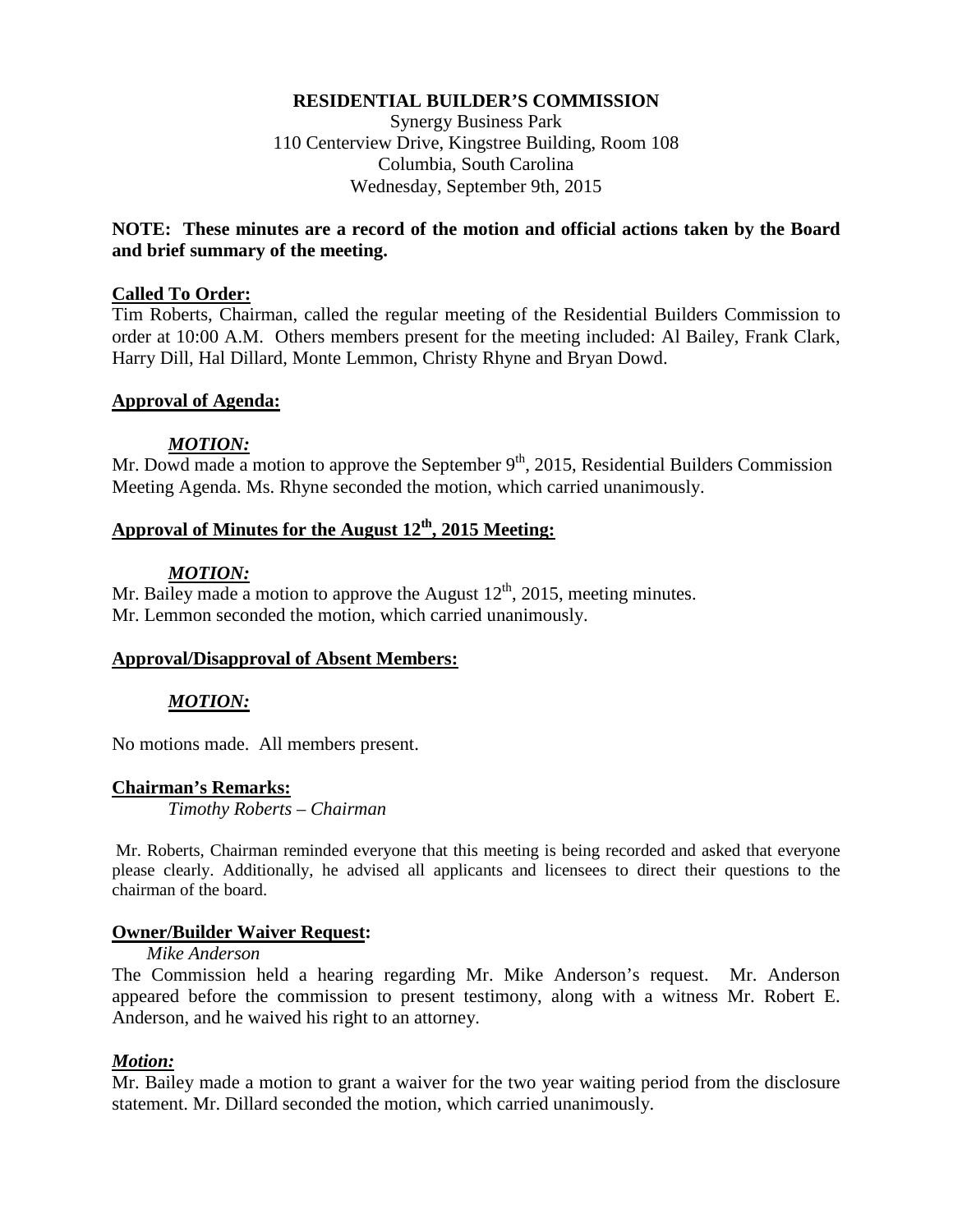**RESIDENTIAL BUILDER'S COMMISSION**

Synergy Business Park
110 Centerview Drive, Kingstree Building, Room 108
Columbia, South Carolina
Wednesday, September 9th, 2015

**NOTE: These minutes are a record of the motion and official actions taken by the Board and brief summary of the meeting.**

**Called To Order:**

Tim Roberts, Chairman, called the regular meeting of the Residential Builders Commission to order at 10:00 A.M. Others members present for the meeting included: Al Bailey, Frank Clark, Harry Dill, Hal Dillard, Monte Lemmon, Christy Rhyne and Bryan Dowd.

**Approval of Agenda:**

***MOTION:***

Mr. Dowd made a motion to approve the September 9th, 2015, Residential Builders Commission Meeting Agenda. Ms. Rhyne seconded the motion, which carried unanimously.

**Approval of Minutes for the August 12th, 2015 Meeting:**

***MOTION:***

Mr. Bailey made a motion to approve the August 12th, 2015, meeting minutes.
Mr. Lemmon seconded the motion, which carried unanimously.

**Approval/Disapproval of Absent Members:**

***MOTION:***

No motions made. All members present.

**Chairman's Remarks:**

*Timothy Roberts – Chairman*

Mr. Roberts, Chairman reminded everyone that this meeting is being recorded and asked that everyone please clearly. Additionally, he advised all applicants and licensees to direct their questions to the chairman of the board.

**Owner/Builder Waiver Request:**

*Mike Anderson*

The Commission held a hearing regarding Mr. Mike Anderson's request. Mr. Anderson appeared before the commission to present testimony, along with a witness Mr. Robert E. Anderson, and he waived his right to an attorney.

***Motion:***

Mr. Bailey made a motion to grant a waiver for the two year waiting period from the disclosure statement. Mr. Dillard seconded the motion, which carried unanimously.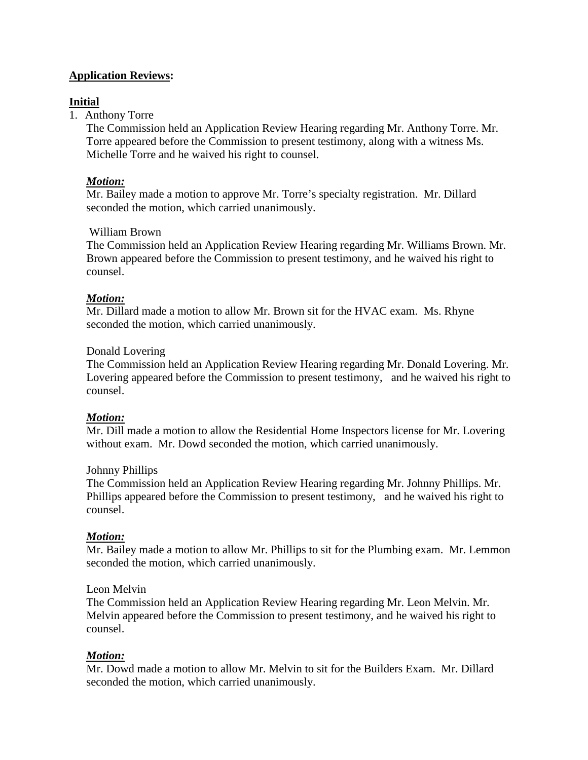**Application Reviews:**

**Initial**

1. Anthony Torre

   The Commission held an Application Review Hearing regarding Mr. Anthony Torre. Mr. Torre appeared before the Commission to present testimony, along with a witness Ms. Michelle Torre and he waived his right to counsel.

   ***Motion:***

   Mr. Bailey made a motion to approve Mr. Torre's specialty registration. Mr. Dillard seconded the motion, which carried unanimously.

   William Brown

   The Commission held an Application Review Hearing regarding Mr. Williams Brown. Mr. Brown appeared before the Commission to present testimony, and he waived his right to counsel.

   ***Motion:***

   Mr. Dillard made a motion to allow Mr. Brown sit for the HVAC exam. Ms. Rhyne seconded the motion, which carried unanimously.

   Donald Lovering

   The Commission held an Application Review Hearing regarding Mr. Donald Lovering. Mr. Lovering appeared before the Commission to present testimony, and he waived his right to counsel.

   ***Motion:***

   Mr. Dill made a motion to allow the Residential Home Inspectors license for Mr. Lovering without exam. Mr. Dowd seconded the motion, which carried unanimously.

   Johnny Phillips

   The Commission held an Application Review Hearing regarding Mr. Johnny Phillips. Mr. Phillips appeared before the Commission to present testimony, and he waived his right to counsel.

   ***Motion:***

   Mr. Bailey made a motion to allow Mr. Phillips to sit for the Plumbing exam. Mr. Lemmon seconded the motion, which carried unanimously.

   Leon Melvin

   The Commission held an Application Review Hearing regarding Mr. Leon Melvin. Mr. Melvin appeared before the Commission to present testimony, and he waived his right to counsel.

   ***Motion:***

   Mr. Dowd made a motion to allow Mr. Melvin to sit for the Builders Exam. Mr. Dillard seconded the motion, which carried unanimously.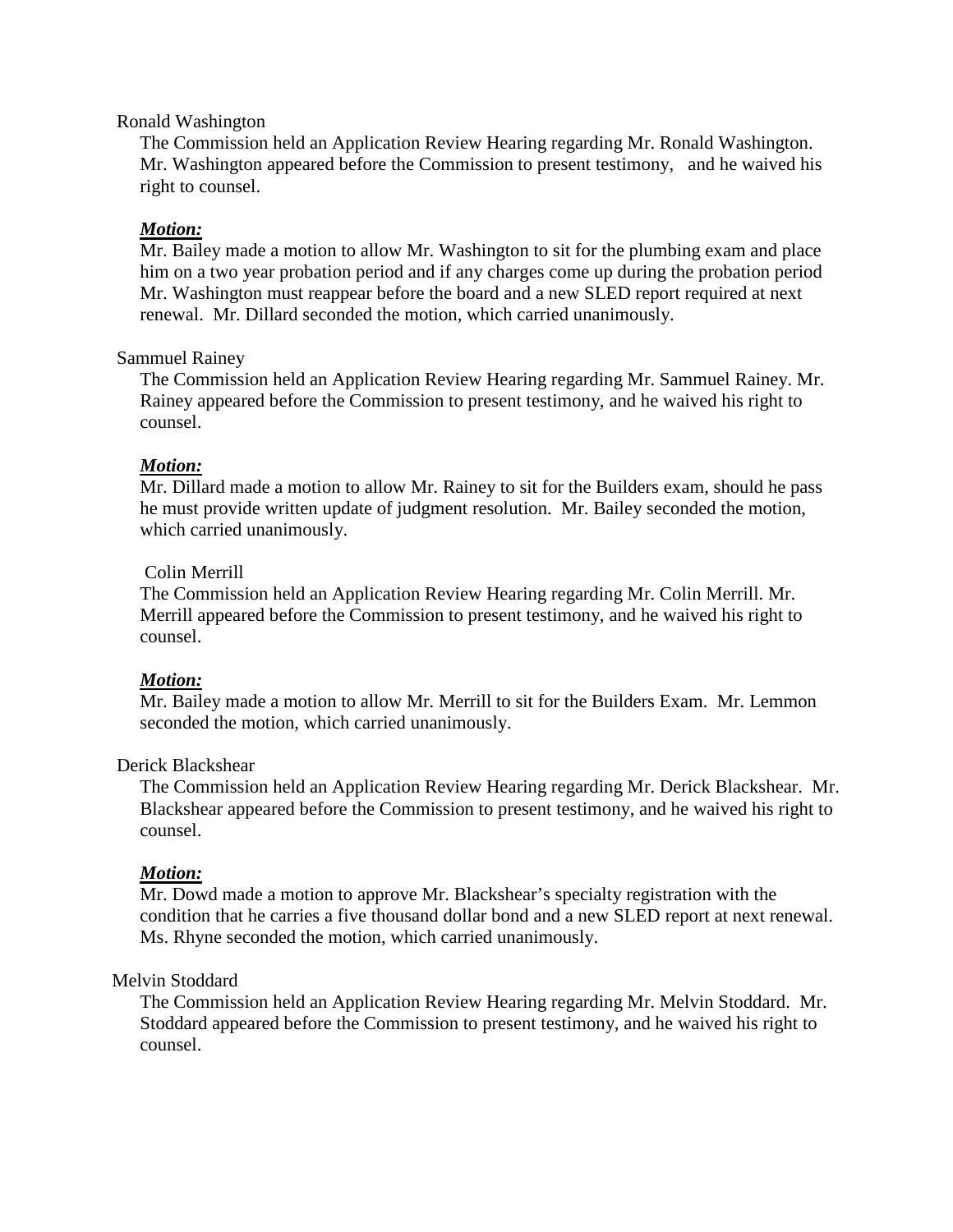Ronald Washington

The Commission held an Application Review Hearing regarding Mr. Ronald Washington. Mr. Washington appeared before the Commission to present testimony, and he waived his right to counsel.

***Motion:***

Mr. Bailey made a motion to allow Mr. Washington to sit for the plumbing exam and place him on a two year probation period and if any charges come up during the probation period Mr. Washington must reappear before the board and a new SLED report required at next renewal. Mr. Dillard seconded the motion, which carried unanimously.

Sammuel Rainey

The Commission held an Application Review Hearing regarding Mr. Sammuel Rainey. Mr. Rainey appeared before the Commission to present testimony, and he waived his right to counsel.

***Motion:***

Mr. Dillard made a motion to allow Mr. Rainey to sit for the Builders exam, should he pass he must provide written update of judgment resolution. Mr. Bailey seconded the motion, which carried unanimously.

Colin Merrill

The Commission held an Application Review Hearing regarding Mr. Colin Merrill. Mr. Merrill appeared before the Commission to present testimony, and he waived his right to counsel.

***Motion:***

Mr. Bailey made a motion to allow Mr. Merrill to sit for the Builders Exam. Mr. Lemmon seconded the motion, which carried unanimously.

Derick Blackshear

The Commission held an Application Review Hearing regarding Mr. Derick Blackshear. Mr. Blackshear appeared before the Commission to present testimony, and he waived his right to counsel.

***Motion:***

Mr. Dowd made a motion to approve Mr. Blackshear's specialty registration with the condition that he carries a five thousand dollar bond and a new SLED report at next renewal. Ms. Rhyne seconded the motion, which carried unanimously.

Melvin Stoddard

The Commission held an Application Review Hearing regarding Mr. Melvin Stoddard. Mr. Stoddard appeared before the Commission to present testimony, and he waived his right to counsel.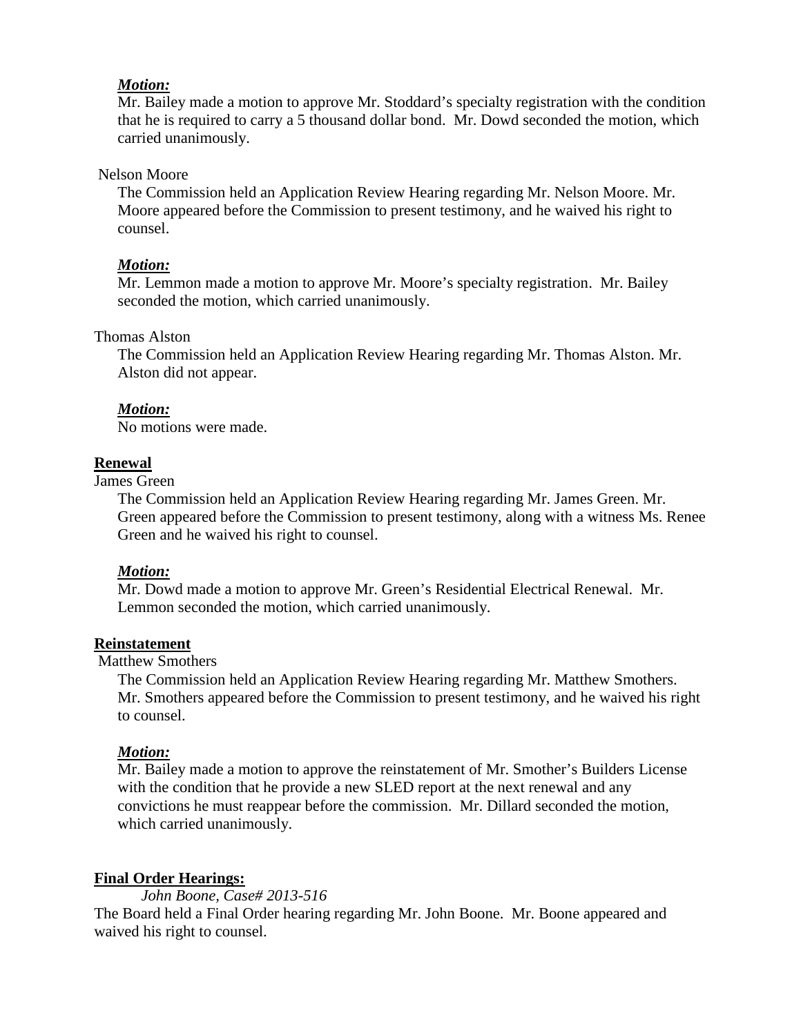***Motion:***

Mr. Bailey made a motion to approve Mr. Stoddard's specialty registration with the condition that he is required to carry a 5 thousand dollar bond. Mr. Dowd seconded the motion, which carried unanimously.

Nelson Moore

The Commission held an Application Review Hearing regarding Mr. Nelson Moore. Mr. Moore appeared before the Commission to present testimony, and he waived his right to counsel.

***Motion:***

Mr. Lemmon made a motion to approve Mr. Moore's specialty registration. Mr. Bailey seconded the motion, which carried unanimously.

Thomas Alston

The Commission held an Application Review Hearing regarding Mr. Thomas Alston. Mr. Alston did not appear.

***Motion:***

No motions were made.

**Renewal**

James Green

The Commission held an Application Review Hearing regarding Mr. James Green. Mr. Green appeared before the Commission to present testimony, along with a witness Ms. Renee Green and he waived his right to counsel.

***Motion:***

Mr. Dowd made a motion to approve Mr. Green's Residential Electrical Renewal. Mr. Lemmon seconded the motion, which carried unanimously.

**Reinstatement**

Matthew Smothers

The Commission held an Application Review Hearing regarding Mr. Matthew Smothers. Mr. Smothers appeared before the Commission to present testimony, and he waived his right to counsel.

***Motion:***

Mr. Bailey made a motion to approve the reinstatement of Mr. Smother's Builders License with the condition that he provide a new SLED report at the next renewal and any convictions he must reappear before the commission. Mr. Dillard seconded the motion, which carried unanimously.

**Final Order Hearings:**

*John Boone, Case# 2013-516*

The Board held a Final Order hearing regarding Mr. John Boone. Mr. Boone appeared and waived his right to counsel.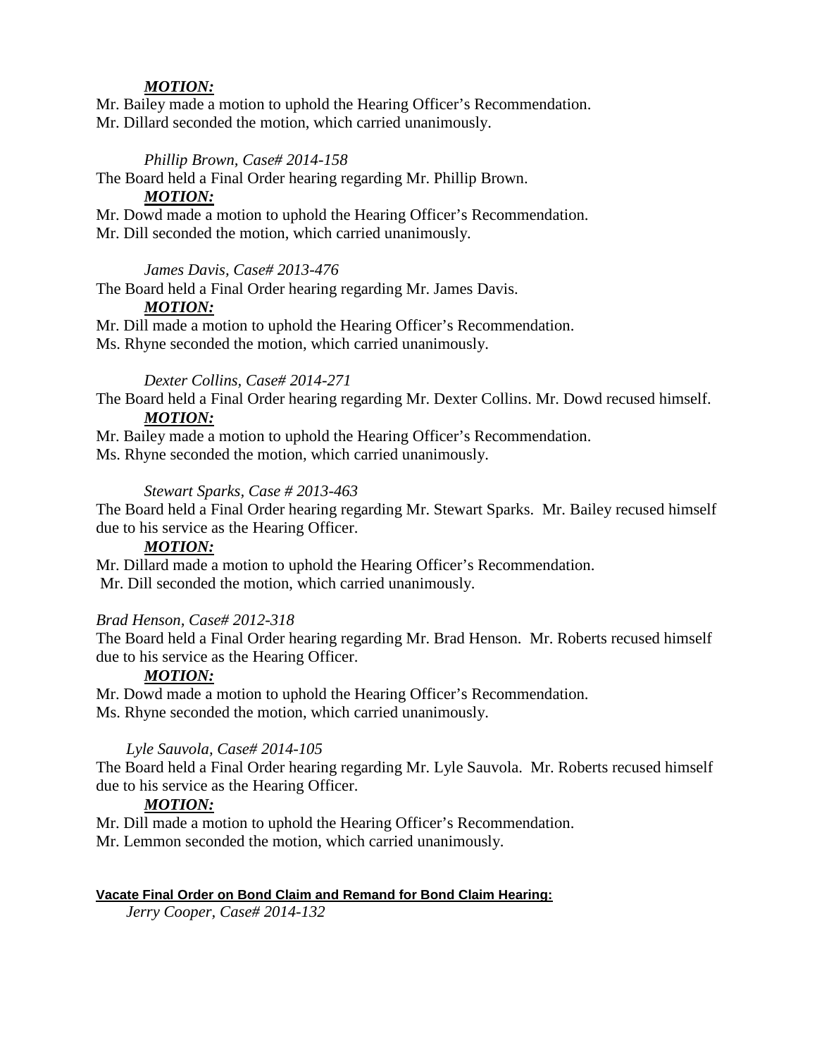***MOTION:***

Mr. Bailey made a motion to uphold the Hearing Officer's Recommendation.
Mr. Dillard seconded the motion, which carried unanimously.

*Phillip Brown, Case# 2014-158*

The Board held a Final Order hearing regarding Mr. Phillip Brown.

***MOTION:***

Mr. Dowd made a motion to uphold the Hearing Officer's Recommendation.
Mr. Dill seconded the motion, which carried unanimously.

*James Davis, Case# 2013-476*

The Board held a Final Order hearing regarding Mr. James Davis.

***MOTION:***

Mr. Dill made a motion to uphold the Hearing Officer's Recommendation.
Ms. Rhyne seconded the motion, which carried unanimously.

*Dexter Collins, Case# 2014-271*

The Board held a Final Order hearing regarding Mr. Dexter Collins. Mr. Dowd recused himself.

***MOTION:***

Mr. Bailey made a motion to uphold the Hearing Officer's Recommendation.
Ms. Rhyne seconded the motion, which carried unanimously.

*Stewart Sparks, Case # 2013-463*

The Board held a Final Order hearing regarding Mr. Stewart Sparks. Mr. Bailey recused himself due to his service as the Hearing Officer.

***MOTION:***

Mr. Dillard made a motion to uphold the Hearing Officer's Recommendation.
Mr. Dill seconded the motion, which carried unanimously.

*Brad Henson, Case# 2012-318*

The Board held a Final Order hearing regarding Mr. Brad Henson. Mr. Roberts recused himself due to his service as the Hearing Officer.

***MOTION:***

Mr. Dowd made a motion to uphold the Hearing Officer's Recommendation.
Ms. Rhyne seconded the motion, which carried unanimously.

*Lyle Sauvola, Case# 2014-105*

The Board held a Final Order hearing regarding Mr. Lyle Sauvola. Mr. Roberts recused himself due to his service as the Hearing Officer.

***MOTION:***

Mr. Dill made a motion to uphold the Hearing Officer's Recommendation.
Mr. Lemmon seconded the motion, which carried unanimously.

**Vacate Final Order on Bond Claim and Remand for Bond Claim Hearing:**

*Jerry Cooper, Case# 2014-132*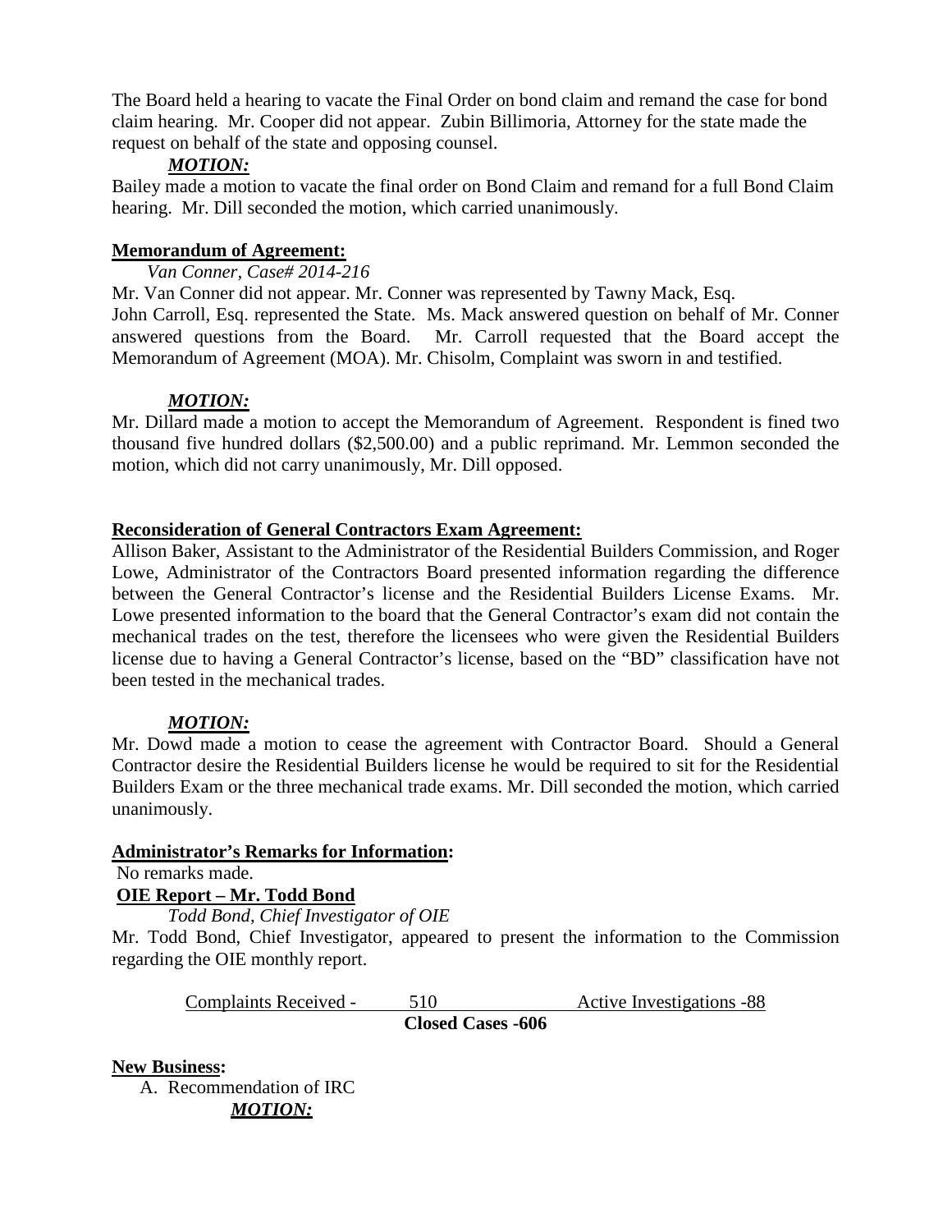The Board held a hearing to vacate the Final Order on bond claim and remand the case for bond claim hearing. Mr. Cooper did not appear. Zubin Billimoria, Attorney for the state made the request on behalf of the state and opposing counsel.

***MOTION:***

Bailey made a motion to vacate the final order on Bond Claim and remand for a full Bond Claim hearing. Mr. Dill seconded the motion, which carried unanimously.

**Memorandum of Agreement:**

*Van Conner, Case# 2014-216*

Mr. Van Conner did not appear. Mr. Conner was represented by Tawny Mack, Esq.
John Carroll, Esq. represented the State. Ms. Mack answered question on behalf of Mr. Conner answered questions from the Board. Mr. Carroll requested that the Board accept the Memorandum of Agreement (MOA). Mr. Chisolm, Complaint was sworn in and testified.

***MOTION:***

Mr. Dillard made a motion to accept the Memorandum of Agreement. Respondent is fined two thousand five hundred dollars ($2,500.00) and a public reprimand. Mr. Lemmon seconded the motion, which did not carry unanimously, Mr. Dill opposed.

**Reconsideration of General Contractors Exam Agreement:**

Allison Baker, Assistant to the Administrator of the Residential Builders Commission, and Roger Lowe, Administrator of the Contractors Board presented information regarding the difference between the General Contractor's license and the Residential Builders License Exams. Mr. Lowe presented information to the board that the General Contractor's exam did not contain the mechanical trades on the test, therefore the licensees who were given the Residential Builders license due to having a General Contractor's license, based on the "BD" classification have not been tested in the mechanical trades.

***MOTION:***

Mr. Dowd made a motion to cease the agreement with Contractor Board. Should a General Contractor desire the Residential Builders license he would be required to sit for the Residential Builders Exam or the three mechanical trade exams. Mr. Dill seconded the motion, which carried unanimously.

**Administrator's Remarks for Information:**

No remarks made.

**OIE Report – Mr. Todd Bond**

*Todd Bond, Chief Investigator of OIE*

Mr. Todd Bond, Chief Investigator, appeared to present the information to the Commission regarding the OIE monthly report.

Complaints Received - 510 Active Investigations -88

**Closed Cases -606**

**New Business:**

A. Recommendation of IRC

***MOTION:***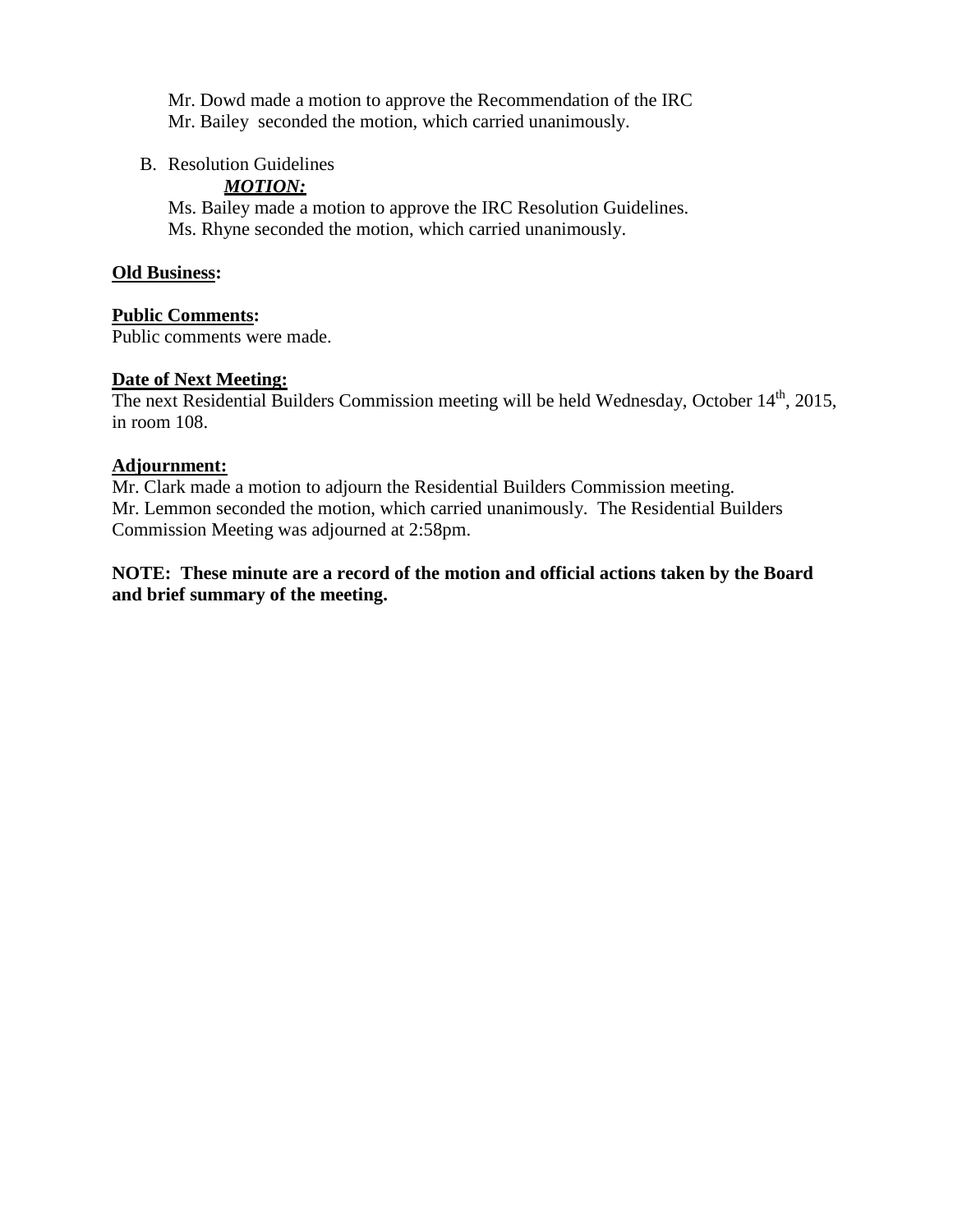Mr. Dowd made a motion to approve the Recommendation of the IRC
Mr. Bailey seconded the motion, which carried unanimously.

B. Resolution Guidelines

***MOTION:***

Ms. Bailey made a motion to approve the IRC Resolution Guidelines.
Ms. Rhyne seconded the motion, which carried unanimously.

**Old Business:**

**Public Comments:**
Public comments were made.

**Date of Next Meeting:**
The next Residential Builders Commission meeting will be held Wednesday, October 14th, 2015, in room 108.

**Adjournment:**
Mr. Clark made a motion to adjourn the Residential Builders Commission meeting.
Mr. Lemmon seconded the motion, which carried unanimously. The Residential Builders Commission Meeting was adjourned at 2:58pm.

**NOTE: These minute are a record of the motion and official actions taken by the Board and brief summary of the meeting.**